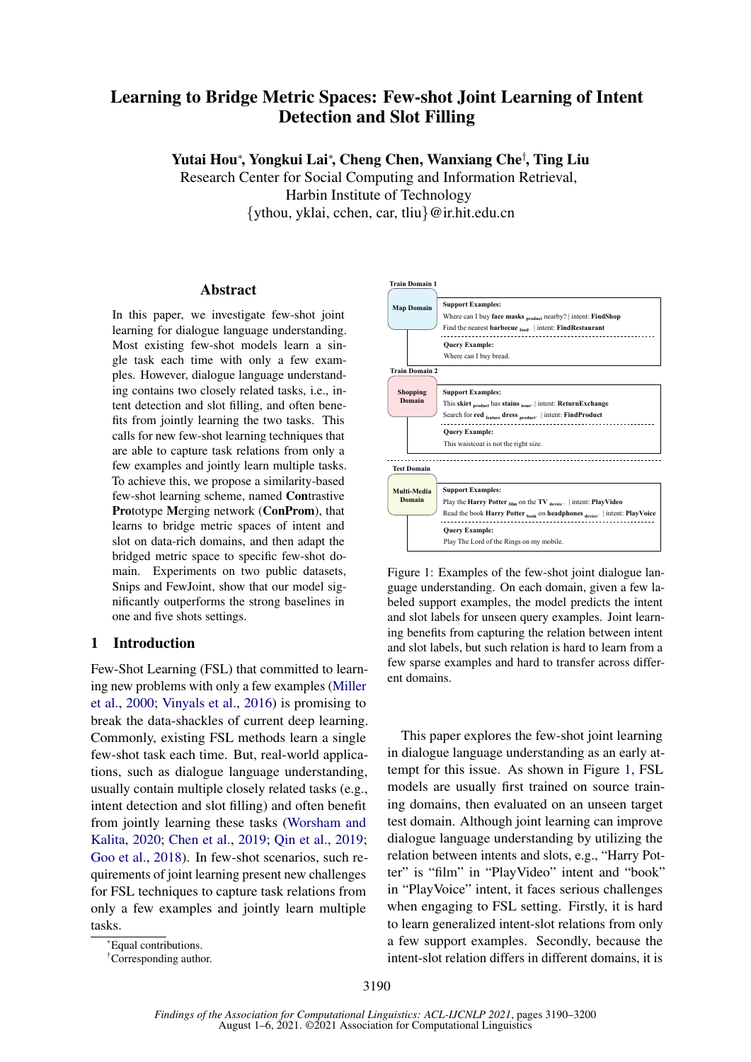# Learning to Bridge Metric Spaces: Few-shot Joint Learning of Intent Detection and Slot Filling

**Yutai Hou***, **Yongkui Lai***, **Cheng Chen**, **Wanxiang Che†**, **Ting Liu**

Research Center for Social Computing and Information Retrieval,
Harbin Institute of Technology
{ythou, yklai, cchen, car, tliu}@ir.hit.edu.cn

## Abstract

In this paper, we investigate few-shot joint learning for dialogue language understanding. Most existing few-shot models learn a single task each time with only a few examples. However, dialogue language understanding contains two closely related tasks, i.e., intent detection and slot filling, and often benefits from jointly learning the two tasks. This calls for new few-shot learning techniques that are able to capture task relations from only a few examples and jointly learn multiple tasks. To achieve this, we propose a similarity-based few-shot learning scheme, named **Con**trastive **Pro**totype **M**erging network (**ConProm**), that learns to bridge metric spaces of intent and slot on data-rich domains, and then adapt the bridged metric space to specific few-shot domain. Experiments on two public datasets, Snips and FewJoint, show that our model significantly outperforms the strong baselines in one and five shots settings.

## 1 Introduction

Few-Shot Learning (FSL) that committed to learning new problems with only a few examples (Miller et al., 2000; Vinyals et al., 2016) is promising to break the data-shackles of current deep learning. Commonly, existing FSL methods learn a single few-shot task each time. But, real-world applications, such as dialogue language understanding, usually contain multiple closely related tasks (e.g., intent detection and slot filling) and often benefit from jointly learning these tasks (Worsham and Kalita, 2020; Chen et al., 2019; Qin et al., 2019; Goo et al., 2018). In few-shot scenarios, such requirements of joint learning present new challenges for FSL techniques to capture task relations from only a few examples and jointly learn multiple tasks.

**Train Domain 1**

**Map Domain**

**Support Examples:**
Where can I buy **face masks** $_{product}$ nearby? | intent: **FindShop**
Find the nearest **barbecue** $_{food}$. | intent: **FindRestaurant**

**Query Example:**
Where can I buy bread.

**Train Domain 2**

**Shopping Domain**

**Support Examples:**
This **skirt** $_{product}$ has **stains** $_{issue}$. | intent: **ReturnExchange**
Search for **red** $_{feature}$ **dress** $_{product}$. | intent: **FindProduct**

**Query Example:**
This waistcoat is not the right size.

**Test Domain**

**Multi-Media Domain**

**Support Examples:**
Play the **Harry Potter** $_{film}$ on the **TV** $_{device}$. | intent: **PlayVideo**
Read the book **Harry Potter** $_{book}$ on **headphones** $_{device}$. | intent: **PlayVoice**

**Query Example:**
Play The Lord of the Rings on my mobile.

Figure 1: Examples of the few-shot joint dialogue language understanding. On each domain, given a few labeled support examples, the model predicts the intent and slot labels for unseen query examples. Joint learning benefits from capturing the relation between intent and slot labels, but such relation is hard to learn from a few sparse examples and hard to transfer across different domains.

This paper explores the few-shot joint learning in dialogue language understanding as an early attempt for this issue. As shown in Figure 1, FSL models are usually first trained on source training domains, then evaluated on an unseen target test domain. Although joint learning can improve dialogue language understanding by utilizing the relation between intents and slots, e.g., "Harry Potter" is "film" in "PlayVideo" intent and "book" in "PlayVoice" intent, it faces serious challenges when engaging to FSL setting. Firstly, it is hard to learn generalized intent-slot relations from only a few support examples. Secondly, because the intent-slot relation differs in different domains, it is

*Equal contributions.
†Corresponding author.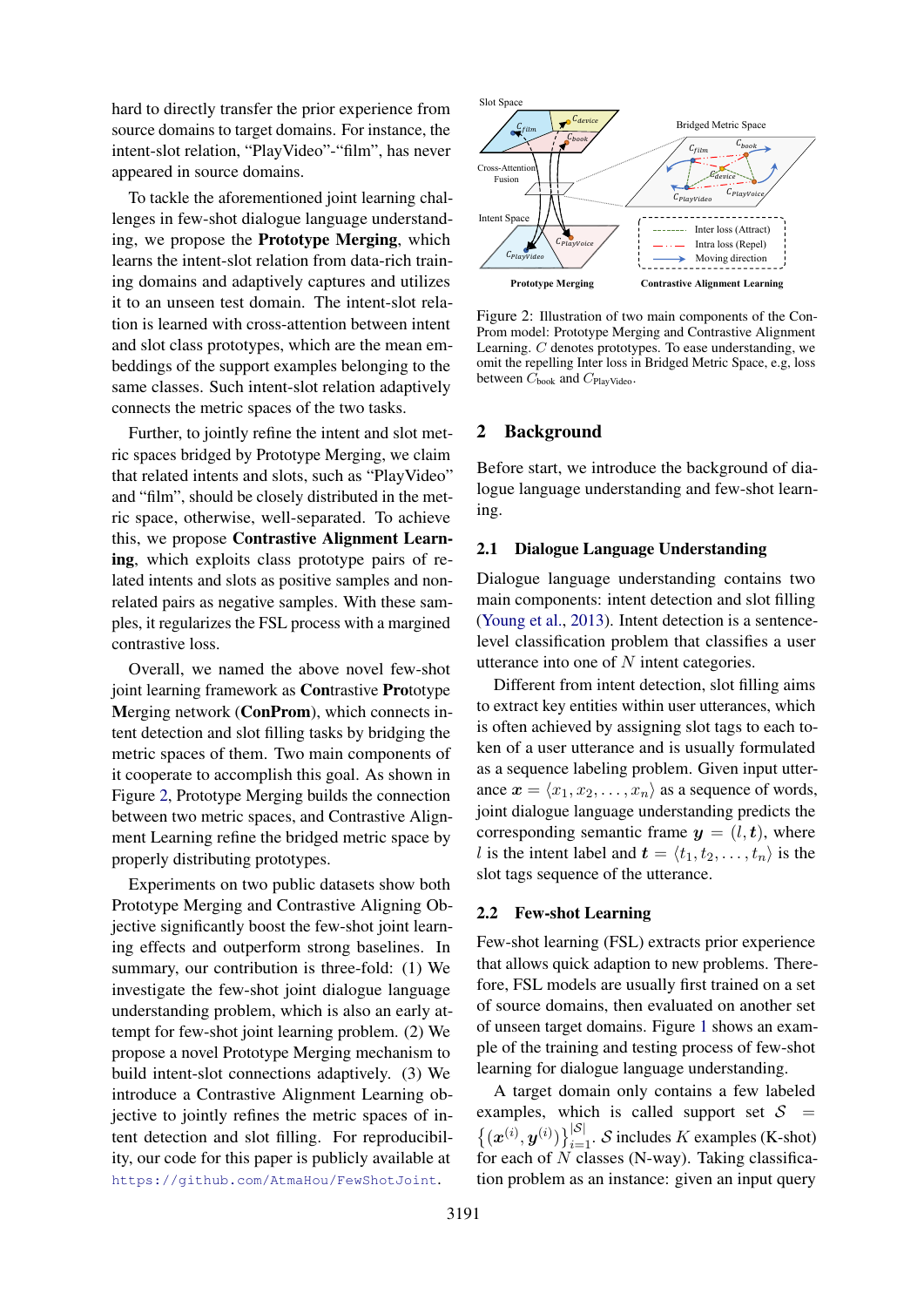hard to directly transfer the prior experience from source domains to target domains. For instance, the intent-slot relation, "PlayVideo"-"film", has never appeared in source domains.

To tackle the aforementioned joint learning challenges in few-shot dialogue language understanding, we propose the **Prototype Merging**, which learns the intent-slot relation from data-rich training domains and adaptively captures and utilizes it to an unseen test domain. The intent-slot relation is learned with cross-attention between intent and slot class prototypes, which are the mean embeddings of the support examples belonging to the same classes. Such intent-slot relation adaptively connects the metric spaces of the two tasks.

Further, to jointly refine the intent and slot metric spaces bridged by Prototype Merging, we claim that related intents and slots, such as "PlayVideo" and "film", should be closely distributed in the metric space, otherwise, well-separated. To achieve this, we propose **Contrastive Alignment Learning**, which exploits class prototype pairs of related intents and slots as positive samples and non-related pairs as negative samples. With these samples, it regularizes the FSL process with a margined contrastive loss.

Overall, we named the above novel few-shot joint learning framework as **Con**trastive **Pro**totype **M**erging network (**ConProm**), which connects intent detection and slot filling tasks by bridging the metric spaces of them. Two main components of it cooperate to accomplish this goal. As shown in Figure 2, Prototype Merging builds the connection between two metric spaces, and Contrastive Alignment Learning refine the bridged metric space by properly distributing prototypes.

Experiments on two public datasets show both Prototype Merging and Contrastive Aligning Objective significantly boost the few-shot joint learning effects and outperform strong baselines. In summary, our contribution is three-fold: (1) We investigate the few-shot joint dialogue language understanding problem, which is also an early attempt for few-shot joint learning problem. (2) We propose a novel Prototype Merging mechanism to build intent-slot connections adaptively. (3) We introduce a Contrastive Alignment Learning objective to jointly refines the metric spaces of intent detection and slot filling. For reproducibility, our code for this paper is publicly available at https://github.com/AtmaHou/FewShotJoint.

Figure 2: Illustration of two main components of the ConProm model: Prototype Merging and Contrastive Alignment Learning. $C$ denotes prototypes. To ease understanding, we omit the repelling Inter loss in Bridged Metric Space, e.g, loss between $C_{\text{book}}$ and $C_{\text{PlayVideo}}$.

## 2 Background

Before start, we introduce the background of dialogue language understanding and few-shot learning.

### 2.1 Dialogue Language Understanding

Dialogue language understanding contains two main components: intent detection and slot filling (Young et al., 2013). Intent detection is a sentence-level classification problem that classifies a user utterance into one of $N$ intent categories.

Different from intent detection, slot filling aims to extract key entities within user utterances, which is often achieved by assigning slot tags to each token of a user utterance and is usually formulated as a sequence labeling problem. Given input utterance $\boldsymbol{x} = \langle x_1, x_2, \ldots, x_n \rangle$ as a sequence of words, joint dialogue language understanding predicts the corresponding semantic frame $\boldsymbol{y} = (l, \boldsymbol{t})$, where $l$ is the intent label and $\boldsymbol{t} = \langle t_1, t_2, \ldots, t_n \rangle$ is the slot tags sequence of the utterance.

### 2.2 Few-shot Learning

Few-shot learning (FSL) extracts prior experience that allows quick adaption to new problems. Therefore, FSL models are usually first trained on a set of source domains, then evaluated on another set of unseen target domains. Figure 1 shows an example of the training and testing process of few-shot learning for dialogue language understanding.

A target domain only contains a few labeled examples, which is called support set $\mathcal{S} = \left\{(\boldsymbol{x}^{(i)}, \boldsymbol{y}^{(i)})\right\}_{i=1}^{|\mathcal{S}|}$. $\mathcal{S}$ includes $K$ examples (K-shot) for each of $N$ classes (N-way). Taking classification problem as an instance: given an input query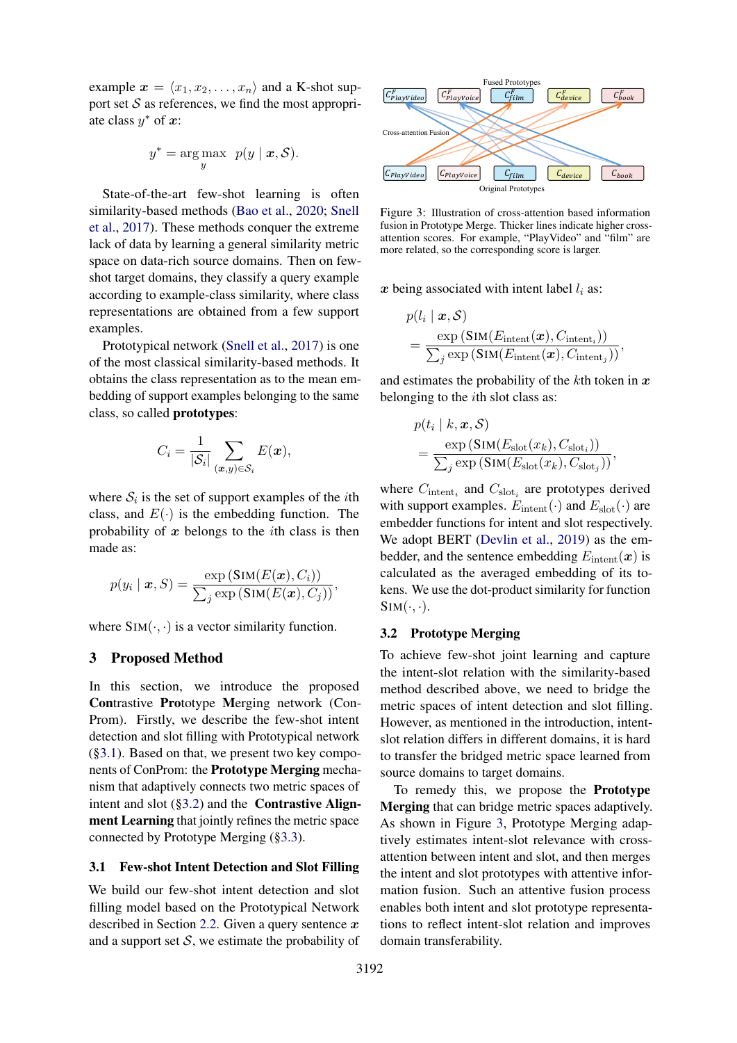example $\boldsymbol{x} = \langle x_1, x_2, \ldots, x_n \rangle$ and a K-shot support set $\mathcal{S}$ as references, we find the most appropriate class $y^*$ of $\boldsymbol{x}$:

$$y^* = \arg\max_{y} \; p(y \mid \boldsymbol{x}, \mathcal{S}).$$

State-of-the-art few-shot learning is often similarity-based methods (Bao et al., 2020; Snell et al., 2017). These methods conquer the extreme lack of data by learning a general similarity metric space on data-rich source domains. Then on few-shot target domains, they classify a query example according to example-class similarity, where class representations are obtained from a few support examples.

Prototypical network (Snell et al., 2017) is one of the most classical similarity-based methods. It obtains the class representation as to the mean embedding of support examples belonging to the same class, so called **prototypes**:

$$C_i = \frac{1}{|\mathcal{S}_i|} \sum_{(\boldsymbol{x},y) \in \mathcal{S}_i} E(\boldsymbol{x}),$$

where $\mathcal{S}_i$ is the set of support examples of the $i$th class, and $E(\cdot)$ is the embedding function. The probability of $\boldsymbol{x}$ belongs to the $i$th class is then made as:

$$p(y_i \mid \boldsymbol{x}, \mathcal{S}) = \frac{\exp\left(\mathrm{SIM}(E(\boldsymbol{x}), C_i)\right)}{\sum_j \exp\left(\mathrm{SIM}(E(\boldsymbol{x}), C_j)\right)},$$

where $\mathrm{SIM}(\cdot, \cdot)$ is a vector similarity function.

## 3 Proposed Method

In this section, we introduce the proposed **Con**trastive **Pro**totype **M**erging network (ConProm). Firstly, we describe the few-shot intent detection and slot filling with Prototypical network (§3.1). Based on that, we present two key components of ConProm: the **Prototype Merging** mechanism that adaptively connects two metric spaces of intent and slot (§3.2) and the **Contrastive Alignment Learning** that jointly refines the metric space connected by Prototype Merging (§3.3).

### 3.1 Few-shot Intent Detection and Slot Filling

We build our few-shot intent detection and slot filling model based on the Prototypical Network described in Section 2.2. Given a query sentence $\boldsymbol{x}$ and a support set $\mathcal{S}$, we estimate the probability of $\boldsymbol{x}$ being associated with intent label $l_i$ as:

$$p(l_i \mid \boldsymbol{x}, \mathcal{S}) = \frac{\exp\left(\mathrm{SIM}(E_{\text{intent}}(\boldsymbol{x}), C_{\text{intent}_i})\right)}{\sum_j \exp\left(\mathrm{SIM}(E_{\text{intent}}(\boldsymbol{x}), C_{\text{intent}_j})\right)},$$

and estimates the probability of the $k$th token in $\boldsymbol{x}$ belonging to the $i$th slot class as:

$$p(t_i \mid k, \boldsymbol{x}, \mathcal{S}) = \frac{\exp\left(\mathrm{SIM}(E_{\text{slot}}(x_k), C_{\text{slot}_i})\right)}{\sum_j \exp\left(\mathrm{SIM}(E_{\text{slot}}(x_k), C_{\text{slot}_j})\right)},$$

where $C_{\text{intent}_i}$ and $C_{\text{slot}_i}$ are prototypes derived with support examples. $E_{\text{intent}}(\cdot)$ and $E_{\text{slot}}(\cdot)$ are embedder functions for intent and slot respectively. We adopt BERT (Devlin et al., 2019) as the embedder, and the sentence embedding $E_{\text{intent}}(\boldsymbol{x})$ is calculated as the averaged embedding of its tokens. We use the dot-product similarity for function $\mathrm{SIM}(\cdot, \cdot)$.

Fused Prototypes: $C^F_{PlayVideo}$, $C^F_{PlayVoice}$, $C^F_{film}$, $C^F_{device}$, $C^F_{book}$

Cross-attention Fusion

Original Prototypes: $C_{PlayVideo}$, $C_{PlayVoice}$, $C_{film}$, $C_{device}$, $C_{book}$

Figure 3: Illustration of cross-attention based information fusion in Prototype Merge. Thicker lines indicate higher cross-attention scores. For example, "PlayVideo" and "film" are more related, so the corresponding score is larger.

### 3.2 Prototype Merging

To achieve few-shot joint learning and capture the intent-slot relation with the similarity-based method described above, we need to bridge the metric spaces of intent detection and slot filling. However, as mentioned in the introduction, intent-slot relation differs in different domains, it is hard to transfer the bridged metric space learned from source domains to target domains.

To remedy this, we propose the **Prototype Merging** that can bridge metric spaces adaptively. As shown in Figure 3, Prototype Merging adaptively estimates intent-slot relevance with cross-attention between intent and slot, and then merges the intent and slot prototypes with attentive information fusion. Such an attentive fusion process enables both intent and slot prototype representations to reflect intent-slot relation and improves domain transferability.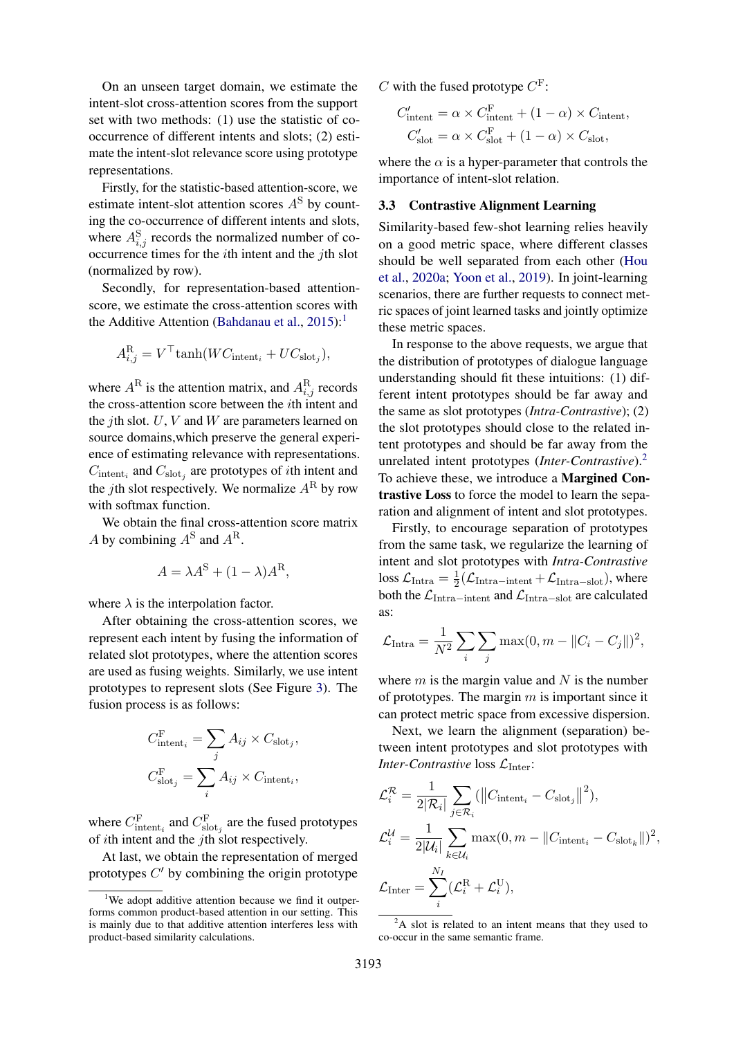On an unseen target domain, we estimate the intent-slot cross-attention scores from the support set with two methods: (1) use the statistic of co-occurrence of different intents and slots; (2) estimate the intent-slot relevance score using prototype representations.

Firstly, for the statistic-based attention-score, we estimate intent-slot attention scores $A^{\mathrm{S}}$ by counting the co-occurrence of different intents and slots, where $A^{\mathrm{S}}_{i,j}$ records the normalized number of co-occurrence times for the $i$th intent and the $j$th slot (normalized by row).

Secondly, for representation-based attention-score, we estimate the cross-attention scores with the Additive Attention (Bahdanau et al., 2015):[1]

$$A^{\mathrm{R}}_{i,j} = V^{\top}\tanh(WC_{\mathrm{intent}_i} + UC_{\mathrm{slot}_j}),$$

where $A^{\mathrm{R}}$ is the attention matrix, and $A^{\mathrm{R}}_{i,j}$ records the cross-attention score between the $i$th intent and the $j$th slot. $U$, $V$ and $W$ are parameters learned on source domains,which preserve the general experience of estimating relevance with representations. $C_{\mathrm{intent}_i}$ and $C_{\mathrm{slot}_j}$ are prototypes of $i$th intent and the $j$th slot respectively. We normalize $A^{\mathrm{R}}$ by row with softmax function.

We obtain the final cross-attention score matrix $A$ by combining $A^{\mathrm{S}}$ and $A^{\mathrm{R}}$.

$$A = \lambda A^{\mathrm{S}} + (1-\lambda)A^{\mathrm{R}},$$

where $\lambda$ is the interpolation factor.

After obtaining the cross-attention scores, we represent each intent by fusing the information of related slot prototypes, where the attention scores are used as fusing weights. Similarly, we use intent prototypes to represent slots (See Figure 3). The fusion process is as follows:

$$C^{\mathrm{F}}_{\mathrm{intent}_i} = \sum_j A_{ij} \times C_{\mathrm{slot}_j},$$
$$C^{\mathrm{F}}_{\mathrm{slot}_j} = \sum_i A_{ij} \times C_{\mathrm{intent}_i},$$

where $C^{\mathrm{F}}_{\mathrm{intent}_i}$ and $C^{\mathrm{F}}_{\mathrm{slot}_j}$ are the fused prototypes of $i$th intent and the $j$th slot respectively.

At last, we obtain the representation of merged prototypes $C'$ by combining the origin prototype $C$ with the fused prototype $C^{\mathrm{F}}$:

$$C'_{\mathrm{intent}} = \alpha \times C^{\mathrm{F}}_{\mathrm{intent}} + (1-\alpha) \times C_{\mathrm{intent}},$$
$$C'_{\mathrm{slot}} = \alpha \times C^{\mathrm{F}}_{\mathrm{slot}} + (1-\alpha) \times C_{\mathrm{slot}},$$

where the $\alpha$ is a hyper-parameter that controls the importance of intent-slot relation.

### 3.3 Contrastive Alignment Learning

Similarity-based few-shot learning relies heavily on a good metric space, where different classes should be well separated from each other (Hou et al., 2020a; Yoon et al., 2019). In joint-learning scenarios, there are further requests to connect metric spaces of joint learned tasks and jointly optimize these metric spaces.

In response to the above requests, we argue that the distribution of prototypes of dialogue language understanding should fit these intuitions: (1) different intent prototypes should be far away and the same as slot prototypes (*Intra-Contrastive*); (2) the slot prototypes should close to the related intent prototypes and should be far away from the unrelated intent prototypes (*Inter-Contrastive*).[2] To achieve these, we introduce a **Margined Contrastive Loss** to force the model to learn the separation and alignment of intent and slot prototypes.

Firstly, to encourage separation of prototypes from the same task, we regularize the learning of intent and slot prototypes with *Intra-Contrastive* loss $\mathcal{L}_{\mathrm{Intra}} = \frac{1}{2}(\mathcal{L}_{\mathrm{Intra-intent}} + \mathcal{L}_{\mathrm{Intra-slot}})$, where both the $\mathcal{L}_{\mathrm{Intra-intent}}$ and $\mathcal{L}_{\mathrm{Intra-slot}}$ are calculated as:

$$\mathcal{L}_{\mathrm{Intra}} = \frac{1}{N^2}\sum_i\sum_j \max(0, m - \|C_i - C_j\|)^2,$$

where $m$ is the margin value and $N$ is the number of prototypes. The margin $m$ is important since it can protect metric space from excessive dispersion.

Next, we learn the alignment (separation) between intent prototypes and slot prototypes with *Inter-Contrastive* loss $\mathcal{L}_{\mathrm{Inter}}$:

$$\mathcal{L}^{\mathcal{R}}_i = \frac{1}{2|\mathcal{R}_i|}\sum_{j\in\mathcal{R}_i}(\left\|C_{\mathrm{intent}_i} - C_{\mathrm{slot}_j}\right\|^2),$$

$$\mathcal{L}^{\mathcal{U}}_i = \frac{1}{2|\mathcal{U}_i|}\sum_{k\in\mathcal{U}_i}\max(0, m - \|C_{\mathrm{intent}_i} - C_{\mathrm{slot}_k}\|)^2,$$

$$\mathcal{L}_{\mathrm{Inter}} = \sum_i^{N_I}(\mathcal{L}^{\mathrm{R}}_i + \mathcal{L}^{\mathrm{U}}_i),$$

[1] We adopt additive attention because we find it outperforms common product-based attention in our setting. This is mainly due to that additive attention interferes less with product-based similarity calculations.

[2] A slot is related to an intent means that they used to co-occur in the same semantic frame.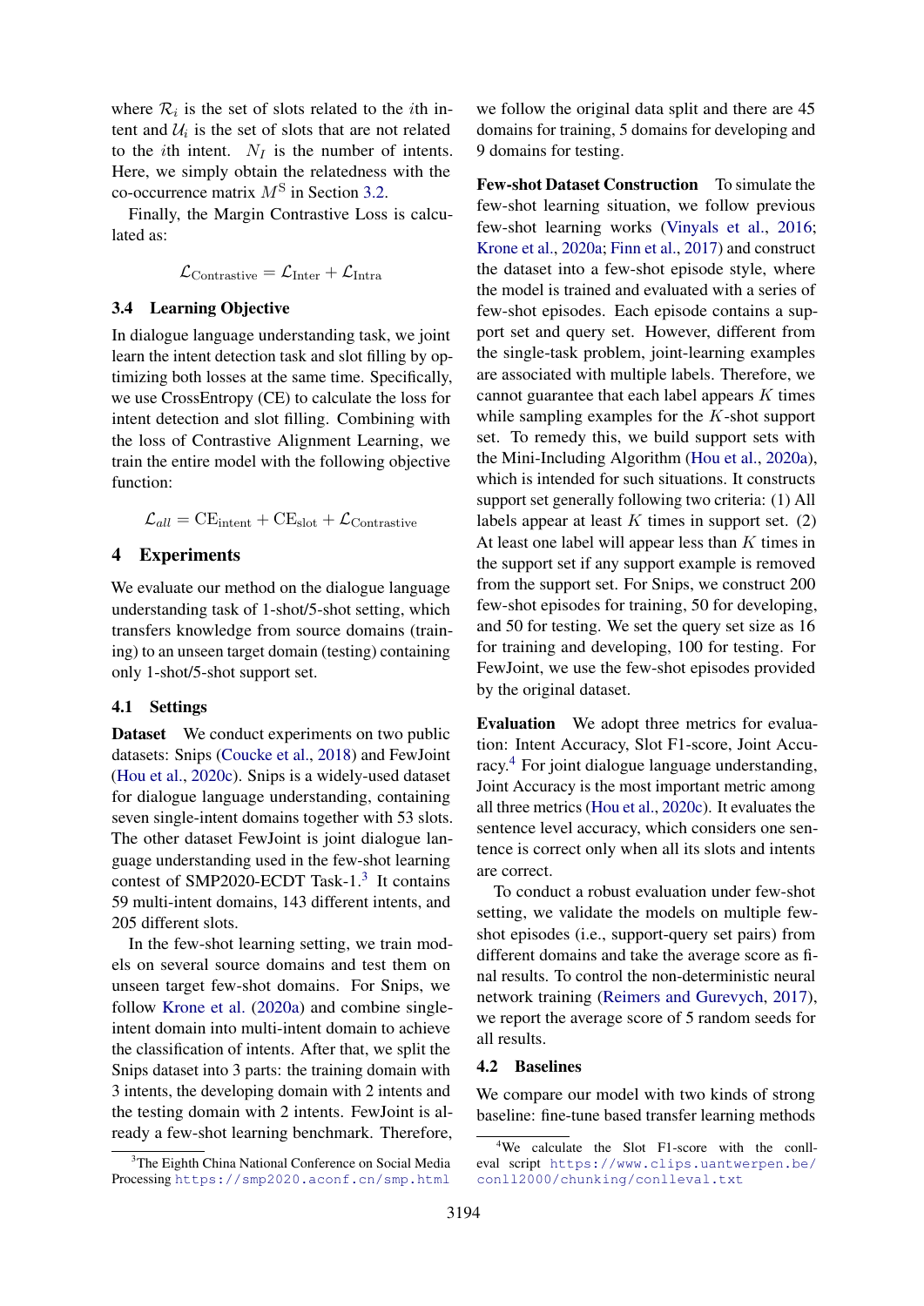where $\mathcal{R}_i$ is the set of slots related to the $i$th intent and $\mathcal{U}_i$ is the set of slots that are not related to the $i$th intent. $N_I$ is the number of intents. Here, we simply obtain the relatedness with the co-occurrence matrix $M^{\mathrm{S}}$ in Section 3.2.

Finally, the Margin Contrastive Loss is calculated as:

$$\mathcal{L}_{\text{Contrastive}} = \mathcal{L}_{\text{Inter}} + \mathcal{L}_{\text{Intra}}$$

### 3.4 Learning Objective

In dialogue language understanding task, we joint learn the intent detection task and slot filling by optimizing both losses at the same time. Specifically, we use CrossEntropy (CE) to calculate the loss for intent detection and slot filling. Combining with the loss of Contrastive Alignment Learning, we train the entire model with the following objective function:

$$\mathcal{L}_{all} = \text{CE}_{\text{intent}} + \text{CE}_{\text{slot}} + \mathcal{L}_{\text{Contrastive}}$$

## 4 Experiments

We evaluate our method on the dialogue language understanding task of 1-shot/5-shot setting, which transfers knowledge from source domains (training) to an unseen target domain (testing) containing only 1-shot/5-shot support set.

### 4.1 Settings

**Dataset** We conduct experiments on two public datasets: Snips (Coucke et al., 2018) and FewJoint (Hou et al., 2020c). Snips is a widely-used dataset for dialogue language understanding, containing seven single-intent domains together with 53 slots. The other dataset FewJoint is joint dialogue language understanding used in the few-shot learning contest of SMP2020-ECDT Task-1.[3] It contains 59 multi-intent domains, 143 different intents, and 205 different slots.

In the few-shot learning setting, we train models on several source domains and test them on unseen target few-shot domains. For Snips, we follow Krone et al. (2020a) and combine single-intent domain into multi-intent domain to achieve the classification of intents. After that, we split the Snips dataset into 3 parts: the training domain with 3 intents, the developing domain with 2 intents and the testing domain with 2 intents. FewJoint is already a few-shot learning benchmark. Therefore, we follow the original data split and there are 45 domains for training, 5 domains for developing and 9 domains for testing.

**Few-shot Dataset Construction** To simulate the few-shot learning situation, we follow previous few-shot learning works (Vinyals et al., 2016; Krone et al., 2020a; Finn et al., 2017) and construct the dataset into a few-shot episode style, where the model is trained and evaluated with a series of few-shot episodes. Each episode contains a support set and query set. However, different from the single-task problem, joint-learning examples are associated with multiple labels. Therefore, we cannot guarantee that each label appears $K$ times while sampling examples for the $K$-shot support set. To remedy this, we build support sets with the Mini-Including Algorithm (Hou et al., 2020a), which is intended for such situations. It constructs support set generally following two criteria: (1) All labels appear at least $K$ times in support set. (2) At least one label will appear less than $K$ times in the support set if any support example is removed from the support set. For Snips, we construct 200 few-shot episodes for training, 50 for developing, and 50 for testing. We set the query set size as 16 for training and developing, 100 for testing. For FewJoint, we use the few-shot episodes provided by the original dataset.

**Evaluation** We adopt three metrics for evaluation: Intent Accuracy, Slot F1-score, Joint Accuracy.[4] For joint dialogue language understanding, Joint Accuracy is the most important metric among all three metrics (Hou et al., 2020c). It evaluates the sentence level accuracy, which considers one sentence is correct only when all its slots and intents are correct.

To conduct a robust evaluation under few-shot setting, we validate the models on multiple few-shot episodes (i.e., support-query set pairs) from different domains and take the average score as final results. To control the non-deterministic neural network training (Reimers and Gurevych, 2017), we report the average score of 5 random seeds for all results.

### 4.2 Baselines

We compare our model with two kinds of strong baseline: fine-tune based transfer learning methods

[3] The Eighth China National Conference on Social Media Processing https://smp2020.aconf.cn/smp.html

[4] We calculate the Slot F1-score with the conlleval script https://www.clips.uantwerpen.be/conll2000/chunking/conlleval.txt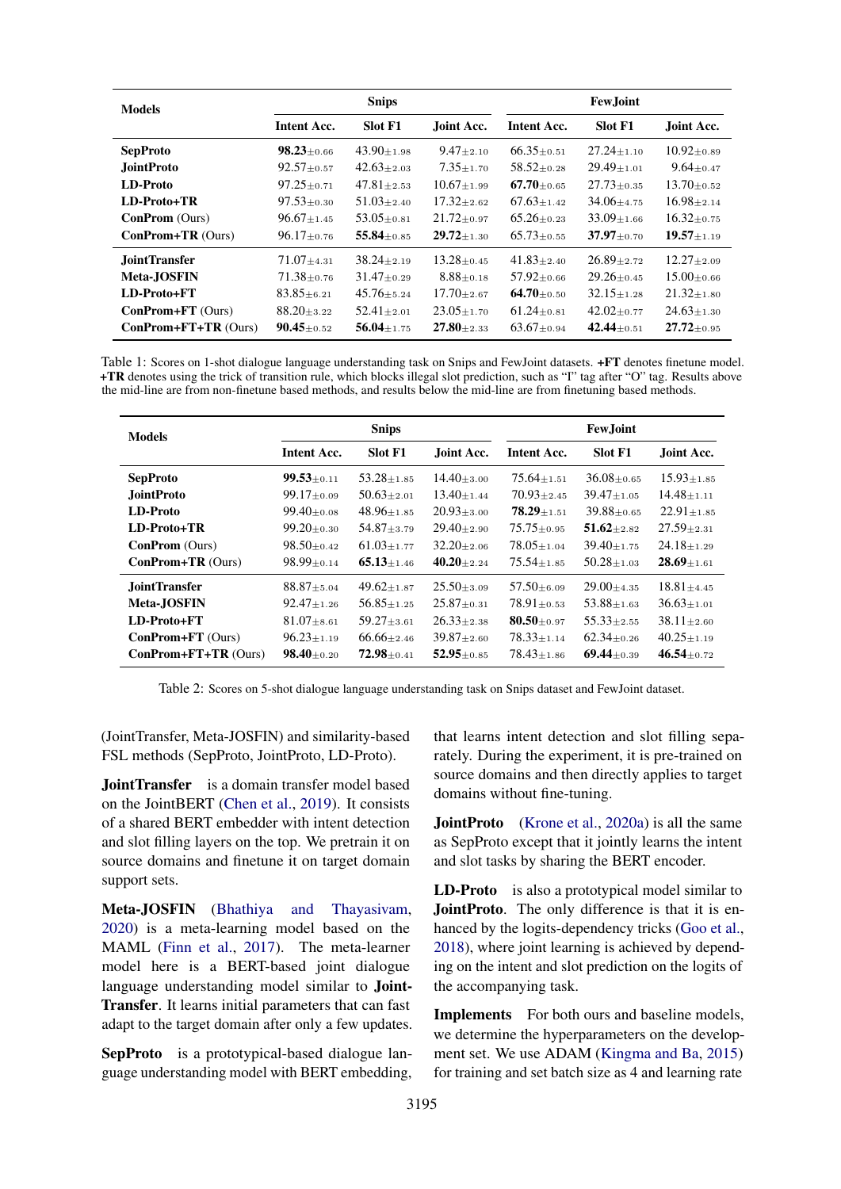| Models | Snips | | | FewJoint | | |
|---|---|---|---|---|---|---|
| | Intent Acc. | Slot F1 | Joint Acc. | Intent Acc. | Slot F1 | Joint Acc. |
| **SepProto** | **98.23**$_{\pm 0.66}$ | 43.90$_{\pm 1.98}$ | 9.47$_{\pm 2.10}$ | 66.35$_{\pm 0.51}$ | 27.24$_{\pm 1.10}$ | 10.92$_{\pm 0.89}$ |
| **JointProto** | 92.57$_{\pm 0.57}$ | 42.63$_{\pm 2.03}$ | 7.35$_{\pm 1.70}$ | 58.52$_{\pm 0.28}$ | 29.49$_{\pm 1.01}$ | 9.64$_{\pm 0.47}$ |
| **LD-Proto** | 97.25$_{\pm 0.71}$ | 47.81$_{\pm 2.53}$ | 10.67$_{\pm 1.99}$ | **67.70**$_{\pm 0.65}$ | 27.73$_{\pm 0.35}$ | 13.70$_{\pm 0.52}$ |
| **LD-Proto+TR** | 97.53$_{\pm 0.30}$ | 51.03$_{\pm 2.40}$ | 17.32$_{\pm 2.62}$ | 67.63$_{\pm 1.42}$ | 34.06$_{\pm 4.75}$ | 16.98$_{\pm 2.14}$ |
| **ConProm** (Ours) | 96.67$_{\pm 1.45}$ | 53.05$_{\pm 0.81}$ | 21.72$_{\pm 0.97}$ | 65.26$_{\pm 0.23}$ | 33.09$_{\pm 1.66}$ | 16.32$_{\pm 0.75}$ |
| **ConProm+TR** (Ours) | 96.17$_{\pm 0.76}$ | **55.84**$_{\pm 0.85}$ | **29.72**$_{\pm 1.30}$ | 65.73$_{\pm 0.55}$ | **37.97**$_{\pm 0.70}$ | **19.57**$_{\pm 1.19}$ |
| **JointTransfer** | 71.07$_{\pm 4.31}$ | 38.24$_{\pm 2.19}$ | 13.28$_{\pm 0.45}$ | 41.83$_{\pm 2.40}$ | 26.89$_{\pm 2.72}$ | 12.27$_{\pm 2.09}$ |
| **Meta-JOSFIN** | 71.38$_{\pm 0.76}$ | 31.47$_{\pm 0.29}$ | 8.88$_{\pm 0.18}$ | 57.92$_{\pm 0.66}$ | 29.26$_{\pm 0.45}$ | 15.00$_{\pm 0.66}$ |
| **LD-Proto+FT** | 83.85$_{\pm 6.21}$ | 45.76$_{\pm 5.24}$ | 17.70$_{\pm 2.67}$ | **64.70**$_{\pm 0.50}$ | 32.15$_{\pm 1.28}$ | 21.32$_{\pm 1.80}$ |
| **ConProm+FT** (Ours) | 88.20$_{\pm 3.22}$ | 52.41$_{\pm 2.01}$ | 23.05$_{\pm 1.70}$ | 61.24$_{\pm 0.81}$ | 42.02$_{\pm 0.77}$ | 24.63$_{\pm 1.30}$ |
| **ConProm+FT+TR** (Ours) | **90.45**$_{\pm 0.52}$ | **56.04**$_{\pm 1.75}$ | **27.80**$_{\pm 2.33}$ | 63.67$_{\pm 0.94}$ | **42.44**$_{\pm 0.51}$ | **27.72**$_{\pm 0.95}$ |

Table 1: Scores on 1-shot dialogue language understanding task on Snips and FewJoint datasets. **+FT** denotes finetune model. **+TR** denotes using the trick of transition rule, which blocks illegal slot prediction, such as "I" tag after "O" tag. Results above the mid-line are from non-finetune based methods, and results below the mid-line are from finetuning based methods.

| Models | Snips | | | FewJoint | | |
|---|---|---|---|---|---|---|
| | Intent Acc. | Slot F1 | Joint Acc. | Intent Acc. | Slot F1 | Joint Acc. |
| **SepProto** | **99.53**$_{\pm 0.11}$ | 53.28$_{\pm 1.85}$ | 14.40$_{\pm 3.00}$ | 75.64$_{\pm 1.51}$ | 36.08$_{\pm 0.65}$ | 15.93$_{\pm 1.85}$ |
| **JointProto** | 99.17$_{\pm 0.09}$ | 50.63$_{\pm 2.01}$ | 13.40$_{\pm 1.44}$ | 70.93$_{\pm 2.45}$ | 39.47$_{\pm 1.05}$ | 14.48$_{\pm 1.11}$ |
| **LD-Proto** | 99.40$_{\pm 0.08}$ | 48.96$_{\pm 1.85}$ | 20.93$_{\pm 3.00}$ | **78.29**$_{\pm 1.51}$ | 39.88$_{\pm 0.65}$ | 22.91$_{\pm 1.85}$ |
| **LD-Proto+TR** | 99.20$_{\pm 0.30}$ | 54.87$_{\pm 3.79}$ | 29.40$_{\pm 2.90}$ | 75.75$_{\pm 0.95}$ | **51.62**$_{\pm 2.82}$ | 27.59$_{\pm 2.31}$ |
| **ConProm** (Ours) | 98.50$_{\pm 0.42}$ | 61.03$_{\pm 1.77}$ | 32.20$_{\pm 2.06}$ | 78.05$_{\pm 1.04}$ | 39.40$_{\pm 1.75}$ | 24.18$_{\pm 1.29}$ |
| **ConProm+TR** (Ours) | 98.99$_{\pm 0.14}$ | **65.13**$_{\pm 1.46}$ | **40.20**$_{\pm 2.24}$ | 75.54$_{\pm 1.85}$ | 50.28$_{\pm 1.03}$ | **28.69**$_{\pm 1.61}$ |
| **JointTransfer** | 88.87$_{\pm 5.04}$ | 49.62$_{\pm 1.87}$ | 25.50$_{\pm 3.09}$ | 57.50$_{\pm 6.09}$ | 29.00$_{\pm 4.35}$ | 18.81$_{\pm 4.45}$ |
| **Meta-JOSFIN** | 92.47$_{\pm 1.26}$ | 56.85$_{\pm 1.25}$ | 25.87$_{\pm 0.31}$ | 78.91$_{\pm 0.53}$ | 53.88$_{\pm 1.63}$ | 36.63$_{\pm 1.01}$ |
| **LD-Proto+FT** | 81.07$_{\pm 8.61}$ | 59.27$_{\pm 3.61}$ | 26.33$_{\pm 2.38}$ | **80.50**$_{\pm 0.97}$ | 55.33$_{\pm 2.55}$ | 38.11$_{\pm 2.60}$ |
| **ConProm+FT** (Ours) | 96.23$_{\pm 1.19}$ | 66.66$_{\pm 2.46}$ | 39.87$_{\pm 2.60}$ | 78.33$_{\pm 1.14}$ | 62.34$_{\pm 0.26}$ | 40.25$_{\pm 1.19}$ |
| **ConProm+FT+TR** (Ours) | **98.40**$_{\pm 0.20}$ | **72.98**$_{\pm 0.41}$ | **52.95**$_{\pm 0.85}$ | 78.43$_{\pm 1.86}$ | **69.44**$_{\pm 0.39}$ | **46.54**$_{\pm 0.72}$ |

Table 2: Scores on 5-shot dialogue language understanding task on Snips dataset and FewJoint dataset.

(JointTransfer, Meta-JOSFIN) and similarity-based FSL methods (SepProto, JointProto, LD-Proto).

**JointTransfer** is a domain transfer model based on the JointBERT (Chen et al., 2019). It consists of a shared BERT embedder with intent detection and slot filling layers on the top. We pretrain it on source domains and finetune it on target domain support sets.

**Meta-JOSFIN** (Bhathiya and Thayasivam, 2020) is a meta-learning model based on the MAML (Finn et al., 2017). The meta-learner model here is a BERT-based joint dialogue language understanding model similar to **JointTransfer**. It learns initial parameters that can fast adapt to the target domain after only a few updates.

**SepProto** is a prototypical-based dialogue language understanding model with BERT embedding, that learns intent detection and slot filling separately. During the experiment, it is pre-trained on source domains and then directly applies to target domains without fine-tuning.

**JointProto** (Krone et al., 2020a) is all the same as SepProto except that it jointly learns the intent and slot tasks by sharing the BERT encoder.

**LD-Proto** is also a prototypical model similar to **JointProto**. The only difference is that it is enhanced by the logits-dependency tricks (Goo et al., 2018), where joint learning is achieved by depending on the intent and slot prediction on the logits of the accompanying task.

**Implements** For both ours and baseline models, we determine the hyperparameters on the development set. We use ADAM (Kingma and Ba, 2015) for training and set batch size as 4 and learning rate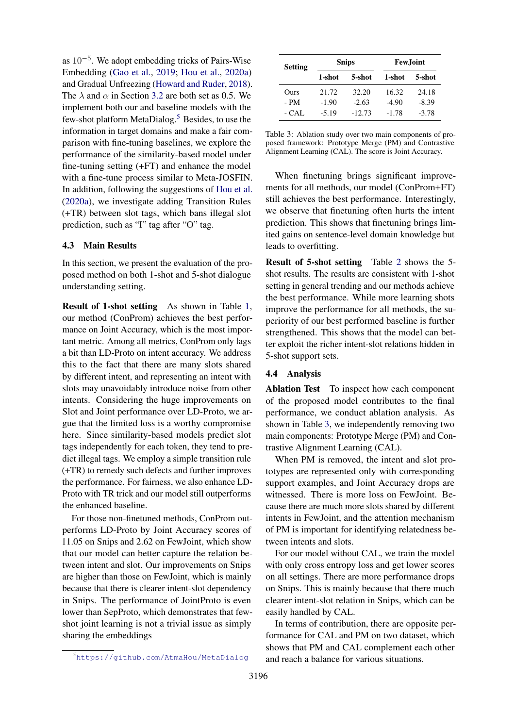as $10^{-5}$. We adopt embedding tricks of Pairs-Wise Embedding (Gao et al., 2019; Hou et al., 2020a) and Gradual Unfreezing (Howard and Ruder, 2018). The $\lambda$ and $\alpha$ in Section 3.2 are both set as 0.5. We implement both our and baseline models with the few-shot platform MetaDialog.[5] Besides, to use the information in target domains and make a fair comparison with fine-tuning baselines, we explore the performance of the similarity-based model under fine-tuning setting (+FT) and enhance the model with a fine-tune process similar to Meta-JOSFIN. In addition, following the suggestions of Hou et al. (2020a), we investigate adding Transition Rules (+TR) between slot tags, which bans illegal slot prediction, such as "I" tag after "O" tag.

### 4.3 Main Results

In this section, we present the evaluation of the proposed method on both 1-shot and 5-shot dialogue understanding setting.

**Result of 1-shot setting** As shown in Table 1, our method (ConProm) achieves the best performance on Joint Accuracy, which is the most important metric. Among all metrics, ConProm only lags a bit than LD-Proto on intent accuracy. We address this to the fact that there are many slots shared by different intent, and representing an intent with slots may unavoidably introduce noise from other intents. Considering the huge improvements on Slot and Joint performance over LD-Proto, we argue that the limited loss is a worthy compromise here. Since similarity-based models predict slot tags independently for each token, they tend to predict illegal tags. We employ a simple transition rule (+TR) to remedy such defects and further improves the performance. For fairness, we also enhance LD-Proto with TR trick and our model still outperforms the enhanced baseline.

For those non-finetuned methods, ConProm outperforms LD-Proto by Joint Accuracy scores of 11.05 on Snips and 2.62 on FewJoint, which show that our model can better capture the relation between intent and slot. Our improvements on Snips are higher than those on FewJoint, which is mainly because that there is clearer intent-slot dependency in Snips. The performance of JointProto is even lower than SepProto, which demonstrates that few-shot joint learning is not a trivial issue as simply sharing the embeddings

[5] https://github.com/AtmaHou/MetaDialog

| Setting | Snips | | FewJoint | |
|---|---|---|---|---|
| | 1-shot | 5-shot | 1-shot | 5-shot |
| Ours | 21.72 | 32.20 | 16.32 | 24.18 |
| - PM | -1.90 | -2.63 | -4.90 | -8.39 |
| - CAL | -5.19 | -12.73 | -1.78 | -3.78 |

Table 3: Ablation study over two main components of proposed framework: Prototype Merge (PM) and Contrastive Alignment Learning (CAL). The score is Joint Accuracy.

When finetuning brings significant improvements for all methods, our model (ConProm+FT) still achieves the best performance. Interestingly, we observe that finetuning often hurts the intent prediction. This shows that finetuning brings limited gains on sentence-level domain knowledge but leads to overfitting.

**Result of 5-shot setting** Table 2 shows the 5-shot results. The results are consistent with 1-shot setting in general trending and our methods achieve the best performance. While more learning shots improve the performance for all methods, the superiority of our best performed baseline is further strengthened. This shows that the model can better exploit the richer intent-slot relations hidden in 5-shot support sets.

### 4.4 Analysis

**Ablation Test** To inspect how each component of the proposed model contributes to the final performance, we conduct ablation analysis. As shown in Table 3, we independently removing two main components: Prototype Merge (PM) and Contrastive Alignment Learning (CAL).

When PM is removed, the intent and slot prototypes are represented only with corresponding support examples, and Joint Accuracy drops are witnessed. There is more loss on FewJoint. Because there are much more slots shared by different intents in FewJoint, and the attention mechanism of PM is important for identifying relatedness between intents and slots.

For our model without CAL, we train the model with only cross entropy loss and get lower scores on all settings. There are more performance drops on Snips. This is mainly because that there much clearer intent-slot relation in Snips, which can be easily handled by CAL.

In terms of contribution, there are opposite performance for CAL and PM on two dataset, which shows that PM and CAL complement each other and reach a balance for various situations.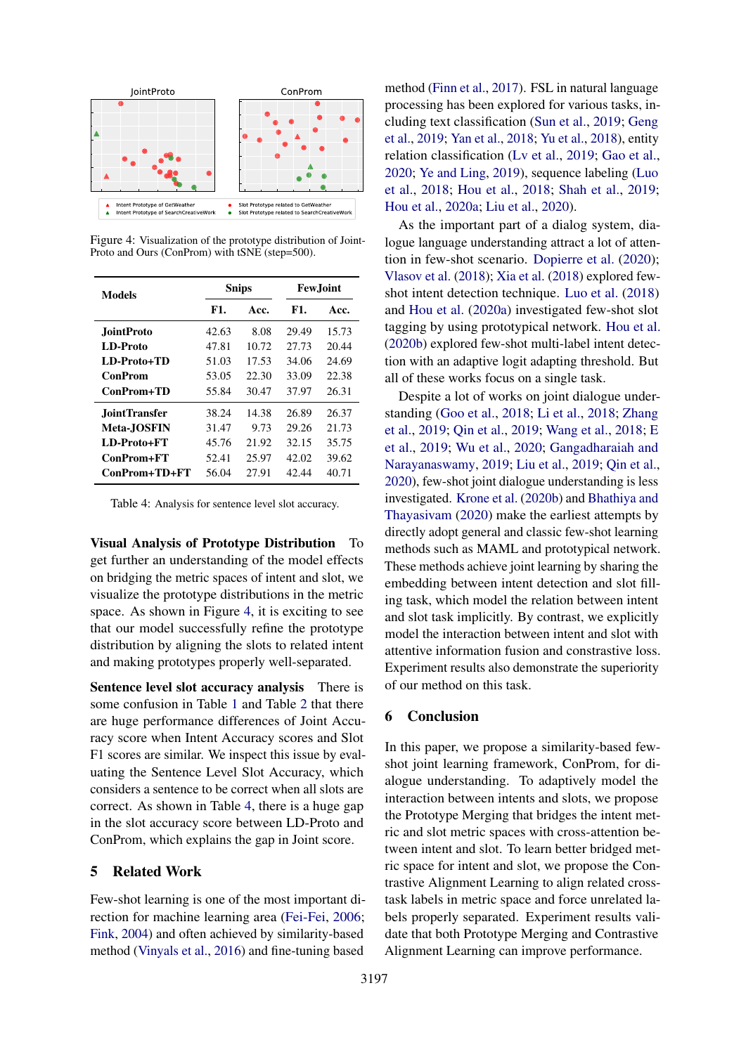Figure 4: Visualization of the prototype distribution of JointProto and Ours (ConProm) with tSNE (step=500).

| Models | Snips | | FewJoint | |
|---|---|---|---|---|
| | F1. | Acc. | F1. | Acc. |
| JointProto | 42.63 | 8.08 | 29.49 | 15.73 |
| LD-Proto | 47.81 | 10.72 | 27.73 | 20.44 |
| LD-Proto+TD | 51.03 | 17.53 | 34.06 | 24.69 |
| ConProm | 53.05 | 22.30 | 33.09 | 22.38 |
| ConProm+TD | 55.84 | 30.47 | 37.97 | 26.31 |
| JointTransfer | 38.24 | 14.38 | 26.89 | 26.37 |
| Meta-JOSFIN | 31.47 | 9.73 | 29.26 | 21.73 |
| LD-Proto+FT | 45.76 | 21.92 | 32.15 | 35.75 |
| ConProm+FT | 52.41 | 25.97 | 42.02 | 39.62 |
| ConProm+TD+FT | 56.04 | 27.91 | 42.44 | 40.71 |

Table 4: Analysis for sentence level slot accuracy.

**Visual Analysis of Prototype Distribution** To get further an understanding of the model effects on bridging the metric spaces of intent and slot, we visualize the prototype distributions in the metric space. As shown in Figure 4, it is exciting to see that our model successfully refine the prototype distribution by aligning the slots to related intent and making prototypes properly well-separated.

**Sentence level slot accuracy analysis** There is some confusion in Table 1 and Table 2 that there are huge performance differences of Joint Accuracy score when Intent Accuracy scores and Slot F1 scores are similar. We inspect this issue by evaluating the Sentence Level Slot Accuracy, which considers a sentence to be correct when all slots are correct. As shown in Table 4, there is a huge gap in the slot accuracy score between LD-Proto and ConProm, which explains the gap in Joint score.

## 5 Related Work

Few-shot learning is one of the most important direction for machine learning area (Fei-Fei, 2006; Fink, 2004) and often achieved by similarity-based method (Vinyals et al., 2016) and fine-tuning based method (Finn et al., 2017). FSL in natural language processing has been explored for various tasks, including text classification (Sun et al., 2019; Geng et al., 2019; Yan et al., 2018; Yu et al., 2018), entity relation classification (Lv et al., 2019; Gao et al., 2020; Ye and Ling, 2019), sequence labeling (Luo et al., 2018; Hou et al., 2018; Shah et al., 2019; Hou et al., 2020a; Liu et al., 2020).

As the important part of a dialog system, dialogue language understanding attract a lot of attention in few-shot scenario. Dopierre et al. (2020); Vlasov et al. (2018); Xia et al. (2018) explored few-shot intent detection technique. Luo et al. (2018) and Hou et al. (2020a) investigated few-shot slot tagging by using prototypical network. Hou et al. (2020b) explored few-shot multi-label intent detection with an adaptive logit adapting threshold. But all of these works focus on a single task.

Despite a lot of works on joint dialogue understanding (Goo et al., 2018; Li et al., 2018; Zhang et al., 2019; Qin et al., 2019; Wang et al., 2018; E et al., 2019; Wu et al., 2020; Gangadharaiah and Narayanaswamy, 2019; Liu et al., 2019; Qin et al., 2020), few-shot joint dialogue understanding is less investigated. Krone et al. (2020b) and Bhathiya and Thayasivam (2020) make the earliest attempts by directly adopt general and classic few-shot learning methods such as MAML and prototypical network. These methods achieve joint learning by sharing the embedding between intent detection and slot filling task, which model the relation between intent and slot task implicitly. By contrast, we explicitly model the interaction between intent and slot with attentive information fusion and constrastive loss. Experiment results also demonstrate the superiority of our method on this task.

## 6 Conclusion

In this paper, we propose a similarity-based few-shot joint learning framework, ConProm, for dialogue understanding. To adaptively model the interaction between intents and slots, we propose the Prototype Merging that bridges the intent metric and slot metric spaces with cross-attention between intent and slot. To learn better bridged metric space for intent and slot, we propose the Contrastive Alignment Learning to align related cross-task labels in metric space and force unrelated labels properly separated. Experiment results validate that both Prototype Merging and Contrastive Alignment Learning can improve performance.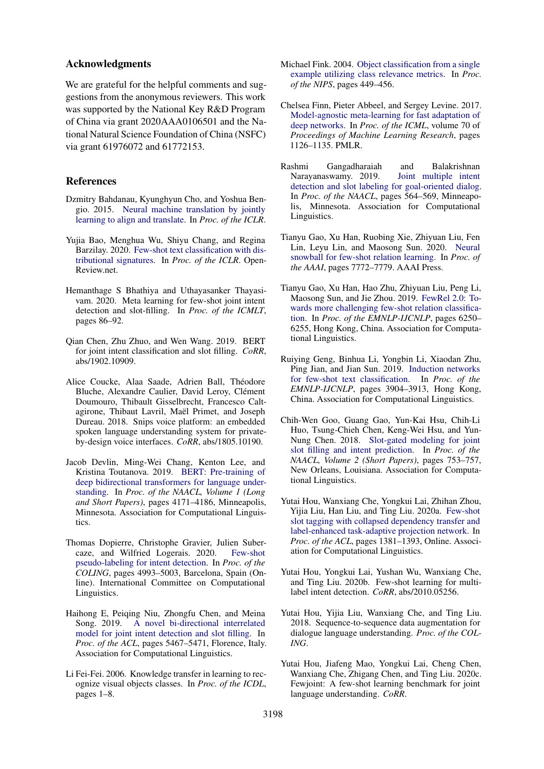## Acknowledgments

We are grateful for the helpful comments and suggestions from the anonymous reviewers. This work was supported by the National Key R&D Program of China via grant 2020AAA0106501 and the National Natural Science Foundation of China (NSFC) via grant 61976072 and 61772153.

## References

Dzmitry Bahdanau, Kyunghyun Cho, and Yoshua Bengio. 2015. Neural machine translation by jointly learning to align and translate. In *Proc. of the ICLR*.

Yujia Bao, Menghua Wu, Shiyu Chang, and Regina Barzilay. 2020. Few-shot text classification with distributional signatures. In *Proc. of the ICLR*. OpenReview.net.

Hemanthage S Bhathiya and Uthayasanker Thayasivam. 2020. Meta learning for few-shot joint intent detection and slot-filling. In *Proc. of the ICMLT*, pages 86–92.

Qian Chen, Zhu Zhuo, and Wen Wang. 2019. BERT for joint intent classification and slot filling. *CoRR*, abs/1902.10909.

Alice Coucke, Alaa Saade, Adrien Ball, Théodore Bluche, Alexandre Caulier, David Leroy, Clément Doumouro, Thibault Gisselbrecht, Francesco Caltagirone, Thibaut Lavril, Maël Primet, and Joseph Dureau. 2018. Snips voice platform: an embedded spoken language understanding system for private-by-design voice interfaces. *CoRR*, abs/1805.10190.

Jacob Devlin, Ming-Wei Chang, Kenton Lee, and Kristina Toutanova. 2019. BERT: Pre-training of deep bidirectional transformers for language understanding. In *Proc. of the NAACL, Volume 1 (Long and Short Papers)*, pages 4171–4186, Minneapolis, Minnesota. Association for Computational Linguistics.

Thomas Dopierre, Christophe Gravier, Julien Subercaze, and Wilfried Logerais. 2020. Few-shot pseudo-labeling for intent detection. In *Proc. of the COLING*, pages 4993–5003, Barcelona, Spain (Online). International Committee on Computational Linguistics.

Haihong E, Peiqing Niu, Zhongfu Chen, and Meina Song. 2019. A novel bi-directional interrelated model for joint intent detection and slot filling. In *Proc. of the ACL*, pages 5467–5471, Florence, Italy. Association for Computational Linguistics.

Li Fei-Fei. 2006. Knowledge transfer in learning to recognize visual objects classes. In *Proc. of the ICDL*, pages 1–8.

Michael Fink. 2004. Object classification from a single example utilizing class relevance metrics. In *Proc. of the NIPS*, pages 449–456.

Chelsea Finn, Pieter Abbeel, and Sergey Levine. 2017. Model-agnostic meta-learning for fast adaptation of deep networks. In *Proc. of the ICML*, volume 70 of *Proceedings of Machine Learning Research*, pages 1126–1135. PMLR.

Rashmi Gangadharaiah and Balakrishnan Narayanaswamy. 2019. Joint multiple intent detection and slot labeling for goal-oriented dialog. In *Proc. of the NAACL*, pages 564–569, Minneapolis, Minnesota. Association for Computational Linguistics.

Tianyu Gao, Xu Han, Ruobing Xie, Zhiyuan Liu, Fen Lin, Leyu Lin, and Maosong Sun. 2020. Neural snowball for few-shot relation learning. In *Proc. of the AAAI*, pages 7772–7779. AAAI Press.

Tianyu Gao, Xu Han, Hao Zhu, Zhiyuan Liu, Peng Li, Maosong Sun, and Jie Zhou. 2019. FewRel 2.0: Towards more challenging few-shot relation classification. In *Proc. of the EMNLP-IJCNLP*, pages 6250–6255, Hong Kong, China. Association for Computational Linguistics.

Ruiying Geng, Binhua Li, Yongbin Li, Xiaodan Zhu, Ping Jian, and Jian Sun. 2019. Induction networks for few-shot text classification. In *Proc. of the EMNLP-IJCNLP*, pages 3904–3913, Hong Kong, China. Association for Computational Linguistics.

Chih-Wen Goo, Guang Gao, Yun-Kai Hsu, Chih-Li Huo, Tsung-Chieh Chen, Keng-Wei Hsu, and Yun-Nung Chen. 2018. Slot-gated modeling for joint slot filling and intent prediction. In *Proc. of the NAACL, Volume 2 (Short Papers)*, pages 753–757, New Orleans, Louisiana. Association for Computational Linguistics.

Yutai Hou, Wanxiang Che, Yongkui Lai, Zhihan Zhou, Yijia Liu, Han Liu, and Ting Liu. 2020a. Few-shot slot tagging with collapsed dependency transfer and label-enhanced task-adaptive projection network. In *Proc. of the ACL*, pages 1381–1393, Online. Association for Computational Linguistics.

Yutai Hou, Yongkui Lai, Yushan Wu, Wanxiang Che, and Ting Liu. 2020b. Few-shot learning for multi-label intent detection. *CoRR*, abs/2010.05256.

Yutai Hou, Yijia Liu, Wanxiang Che, and Ting Liu. 2018. Sequence-to-sequence data augmentation for dialogue language understanding. *Proc. of the COLING*.

Yutai Hou, Jiafeng Mao, Yongkui Lai, Cheng Chen, Wanxiang Che, Zhigang Chen, and Ting Liu. 2020c. Fewjoint: A few-shot learning benchmark for joint language understanding. *CoRR*.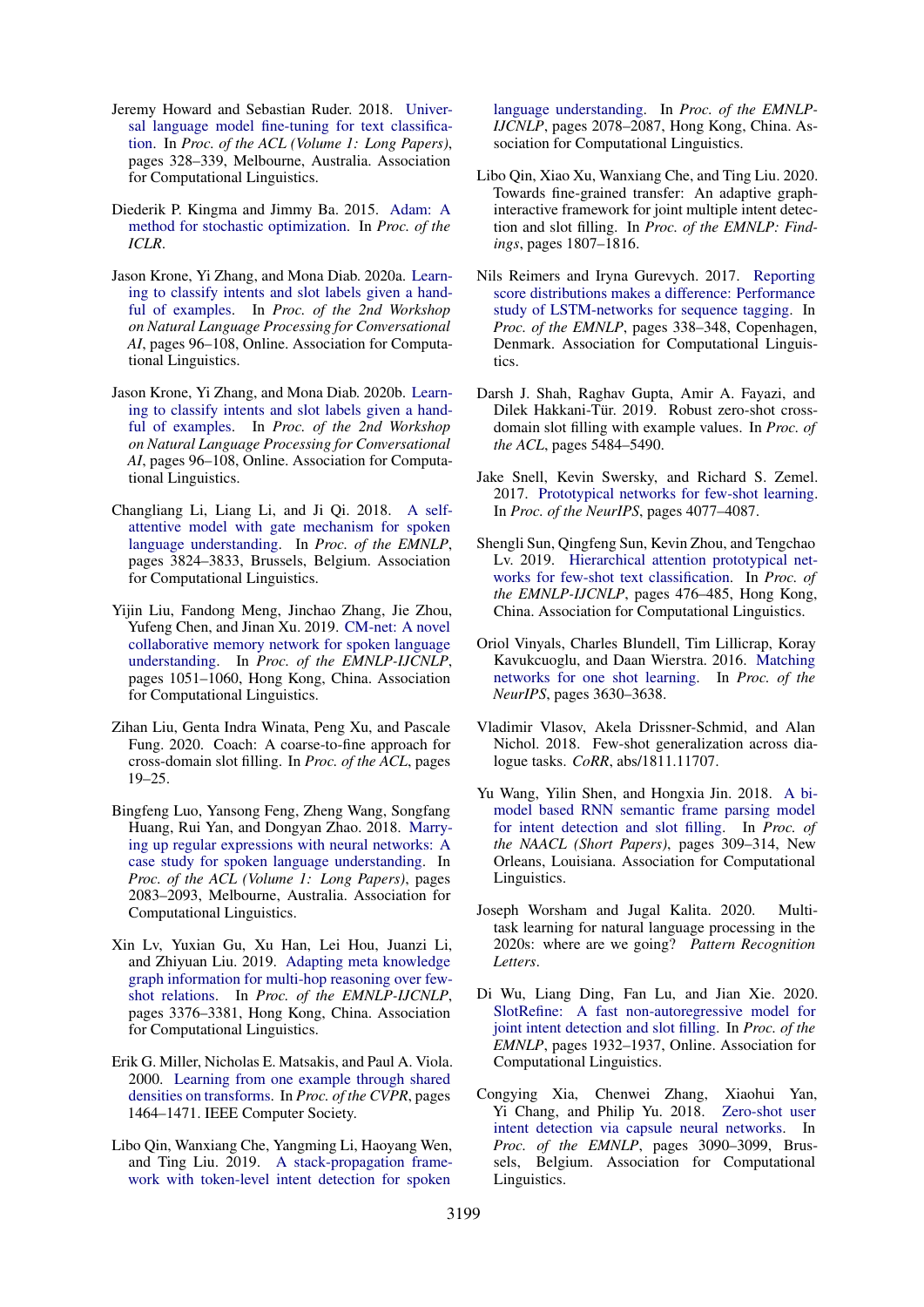Jeremy Howard and Sebastian Ruder. 2018. Universal language model fine-tuning for text classification. In *Proc. of the ACL (Volume 1: Long Papers)*, pages 328–339, Melbourne, Australia. Association for Computational Linguistics.

Diederik P. Kingma and Jimmy Ba. 2015. Adam: A method for stochastic optimization. In *Proc. of the ICLR*.

Jason Krone, Yi Zhang, and Mona Diab. 2020a. Learning to classify intents and slot labels given a handful of examples. In *Proc. of the 2nd Workshop on Natural Language Processing for Conversational AI*, pages 96–108, Online. Association for Computational Linguistics.

Jason Krone, Yi Zhang, and Mona Diab. 2020b. Learning to classify intents and slot labels given a handful of examples. In *Proc. of the 2nd Workshop on Natural Language Processing for Conversational AI*, pages 96–108, Online. Association for Computational Linguistics.

Changliang Li, Liang Li, and Ji Qi. 2018. A self-attentive model with gate mechanism for spoken language understanding. In *Proc. of the EMNLP*, pages 3824–3833, Brussels, Belgium. Association for Computational Linguistics.

Yijin Liu, Fandong Meng, Jinchao Zhang, Jie Zhou, Yufeng Chen, and Jinan Xu. 2019. CM-net: A novel collaborative memory network for spoken language understanding. In *Proc. of the EMNLP-IJCNLP*, pages 1051–1060, Hong Kong, China. Association for Computational Linguistics.

Zihan Liu, Genta Indra Winata, Peng Xu, and Pascale Fung. 2020. Coach: A coarse-to-fine approach for cross-domain slot filling. In *Proc. of the ACL*, pages 19–25.

Bingfeng Luo, Yansong Feng, Zheng Wang, Songfang Huang, Rui Yan, and Dongyan Zhao. 2018. Marrying up regular expressions with neural networks: A case study for spoken language understanding. In *Proc. of the ACL (Volume 1: Long Papers)*, pages 2083–2093, Melbourne, Australia. Association for Computational Linguistics.

Xin Lv, Yuxian Gu, Xu Han, Lei Hou, Juanzi Li, and Zhiyuan Liu. 2019. Adapting meta knowledge graph information for multi-hop reasoning over few-shot relations. In *Proc. of the EMNLP-IJCNLP*, pages 3376–3381, Hong Kong, China. Association for Computational Linguistics.

Erik G. Miller, Nicholas E. Matsakis, and Paul A. Viola. 2000. Learning from one example through shared densities on transforms. In *Proc. of the CVPR*, pages 1464–1471. IEEE Computer Society.

Libo Qin, Wanxiang Che, Yangming Li, Haoyang Wen, and Ting Liu. 2019. A stack-propagation framework with token-level intent detection for spoken language understanding. In *Proc. of the EMNLP-IJCNLP*, pages 2078–2087, Hong Kong, China. Association for Computational Linguistics.

Libo Qin, Xiao Xu, Wanxiang Che, and Ting Liu. 2020. Towards fine-grained transfer: An adaptive graph-interactive framework for joint multiple intent detection and slot filling. In *Proc. of the EMNLP: Findings*, pages 1807–1816.

Nils Reimers and Iryna Gurevych. 2017. Reporting score distributions makes a difference: Performance study of LSTM-networks for sequence tagging. In *Proc. of the EMNLP*, pages 338–348, Copenhagen, Denmark. Association for Computational Linguistics.

Darsh J. Shah, Raghav Gupta, Amir A. Fayazi, and Dilek Hakkani-Tür. 2019. Robust zero-shot cross-domain slot filling with example values. In *Proc. of the ACL*, pages 5484–5490.

Jake Snell, Kevin Swersky, and Richard S. Zemel. 2017. Prototypical networks for few-shot learning. In *Proc. of the NeurIPS*, pages 4077–4087.

Shengli Sun, Qingfeng Sun, Kevin Zhou, and Tengchao Lv. 2019. Hierarchical attention prototypical networks for few-shot text classification. In *Proc. of the EMNLP-IJCNLP*, pages 476–485, Hong Kong, China. Association for Computational Linguistics.

Oriol Vinyals, Charles Blundell, Tim Lillicrap, Koray Kavukcuoglu, and Daan Wierstra. 2016. Matching networks for one shot learning. In *Proc. of the NeurIPS*, pages 3630–3638.

Vladimir Vlasov, Akela Drissner-Schmid, and Alan Nichol. 2018. Few-shot generalization across dialogue tasks. *CoRR*, abs/1811.11707.

Yu Wang, Yilin Shen, and Hongxia Jin. 2018. A bi-model based RNN semantic frame parsing model for intent detection and slot filling. In *Proc. of the NAACL (Short Papers)*, pages 309–314, New Orleans, Louisiana. Association for Computational Linguistics.

Joseph Worsham and Jugal Kalita. 2020. Multi-task learning for natural language processing in the 2020s: where are we going? *Pattern Recognition Letters*.

Di Wu, Liang Ding, Fan Lu, and Jian Xie. 2020. SlotRefine: A fast non-autoregressive model for joint intent detection and slot filling. In *Proc. of the EMNLP*, pages 1932–1937, Online. Association for Computational Linguistics.

Congying Xia, Chenwei Zhang, Xiaohui Yan, Yi Chang, and Philip Yu. 2018. Zero-shot user intent detection via capsule neural networks. In *Proc. of the EMNLP*, pages 3090–3099, Brussels, Belgium. Association for Computational Linguistics.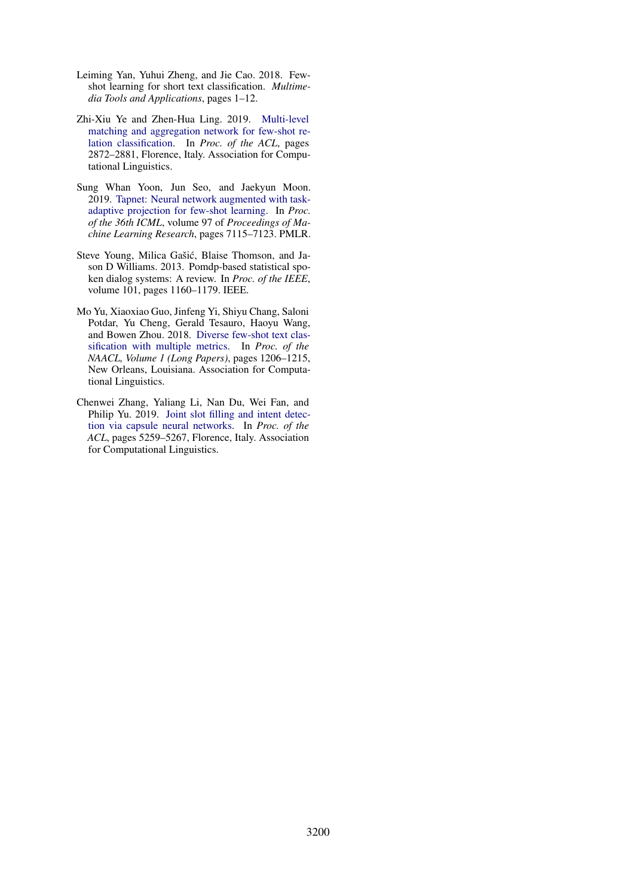Leiming Yan, Yuhui Zheng, and Jie Cao. 2018. Few-shot learning for short text classification. *Multimedia Tools and Applications*, pages 1–12.

Zhi-Xiu Ye and Zhen-Hua Ling. 2019. Multi-level matching and aggregation network for few-shot relation classification. In *Proc. of the ACL*, pages 2872–2881, Florence, Italy. Association for Computational Linguistics.

Sung Whan Yoon, Jun Seo, and Jaekyun Moon. 2019. Tapnet: Neural network augmented with task-adaptive projection for few-shot learning. In *Proc. of the 36th ICML*, volume 97 of *Proceedings of Machine Learning Research*, pages 7115–7123. PMLR.

Steve Young, Milica Gašić, Blaise Thomson, and Jason D Williams. 2013. Pomdp-based statistical spoken dialog systems: A review. In *Proc. of the IEEE*, volume 101, pages 1160–1179. IEEE.

Mo Yu, Xiaoxiao Guo, Jinfeng Yi, Shiyu Chang, Saloni Potdar, Yu Cheng, Gerald Tesauro, Haoyu Wang, and Bowen Zhou. 2018. Diverse few-shot text classification with multiple metrics. In *Proc. of the NAACL, Volume 1 (Long Papers)*, pages 1206–1215, New Orleans, Louisiana. Association for Computational Linguistics.

Chenwei Zhang, Yaliang Li, Nan Du, Wei Fan, and Philip Yu. 2019. Joint slot filling and intent detection via capsule neural networks. In *Proc. of the ACL*, pages 5259–5267, Florence, Italy. Association for Computational Linguistics.